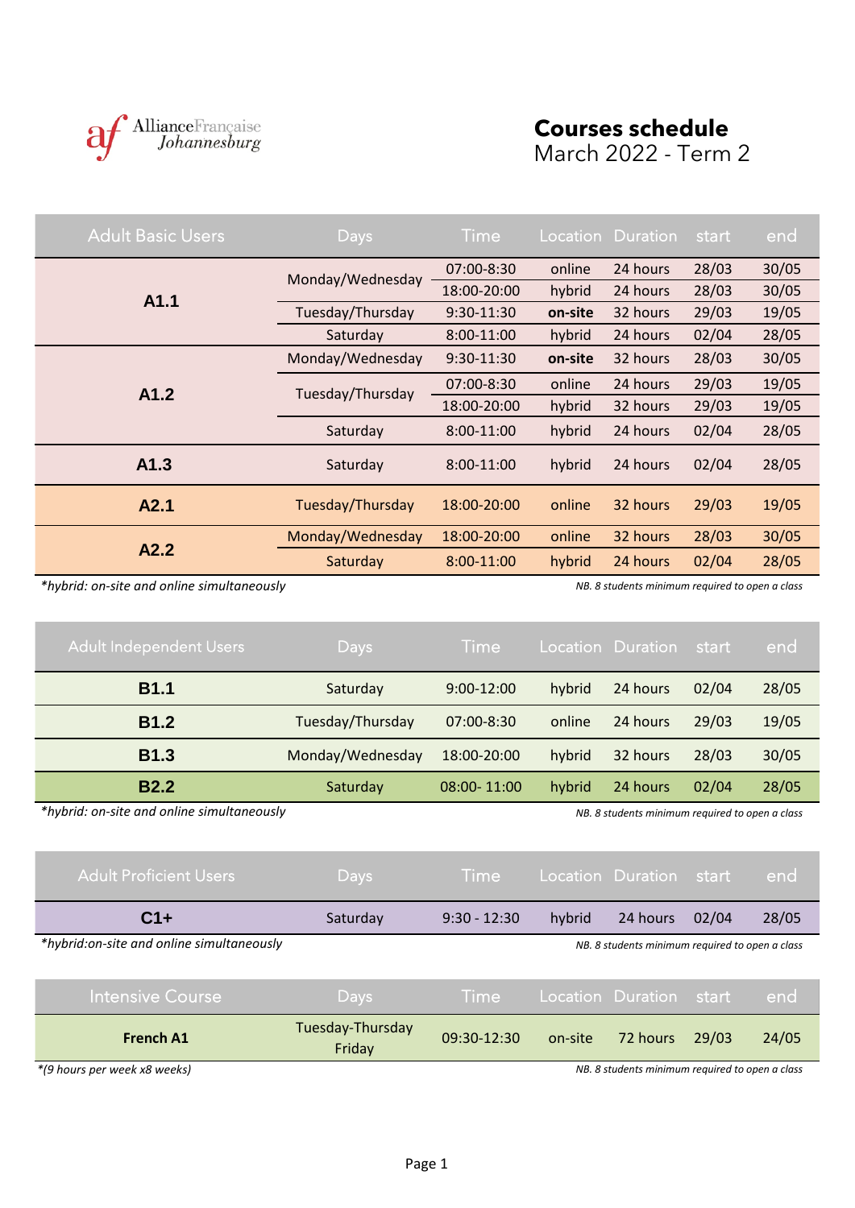AllianceFrançaise Johannesburg

# Courses schedule

## March 2022 - Term 2

| Adult Basic Users | Days | Time | Location | Duration | start | end |
|---|---|---|---|---|---|---|
| **A1.1** | Monday/Wednesday | 07:00-8:30 | online | 24 hours | 28/03 | 30/05 |
| | | 18:00-20:00 | hybrid | 24 hours | 28/03 | 30/05 |
| | Tuesday/Thursday | 9:30-11:30 | **on-site** | 32 hours | 29/03 | 19/05 |
| | Saturday | 8:00-11:00 | hybrid | 24 hours | 02/04 | 28/05 |
| **A1.2** | Monday/Wednesday | 9:30-11:30 | **on-site** | 32 hours | 28/03 | 30/05 |
| | Tuesday/Thursday | 07:00-8:30 | online | 24 hours | 29/03 | 19/05 |
| | | 18:00-20:00 | hybrid | 32 hours | 29/03 | 19/05 |
| | Saturday | 8:00-11:00 | hybrid | 24 hours | 02/04 | 28/05 |
| **A1.3** | Saturday | 8:00-11:00 | hybrid | 24 hours | 02/04 | 28/05 |
| **A2.1** | Tuesday/Thursday | 18:00-20:00 | online | 32 hours | 29/03 | 19/05 |
| **A2.2** | Monday/Wednesday | 18:00-20:00 | online | 32 hours | 28/03 | 30/05 |
| | Saturday | 8:00-11:00 | hybrid | 24 hours | 02/04 | 28/05 |

*hybrid: on-site and online simultaneously

*NB. 8 students minimum required to open a class*

| Adult Independent Users | Days | Time | Location | Duration | start | end |
|---|---|---|---|---|---|---|
| **B1.1** | Saturday | 9:00-12:00 | hybrid | 24 hours | 02/04 | 28/05 |
| **B1.2** | Tuesday/Thursday | 07:00-8:30 | online | 24 hours | 29/03 | 19/05 |
| **B1.3** | Monday/Wednesday | 18:00-20:00 | hybrid | 32 hours | 28/03 | 30/05 |
| **B2.2** | Saturday | 08:00- 11:00 | hybrid | 24 hours | 02/04 | 28/05 |

*hybrid: on-site and online simultaneously

*NB. 8 students minimum required to open a class*

| Adult Proficient Users | Days | Time | Location | Duration | start | end |
|---|---|---|---|---|---|---|
| **C1+** | Saturday | 9:30 - 12:30 | hybrid | 24 hours | 02/04 | 28/05 |

*hybrid:on-site and online simultaneously

*NB. 8 students minimum required to open a class*

| Intensive Course | Days | Time | Location | Duration | start | end |
|---|---|---|---|---|---|---|
| **French A1** | Tuesday-Thursday Friday | 09:30-12:30 | on-site | 72 hours | 29/03 | 24/05 |

*(9 hours per week x8 weeks)

*NB. 8 students minimum required to open a class*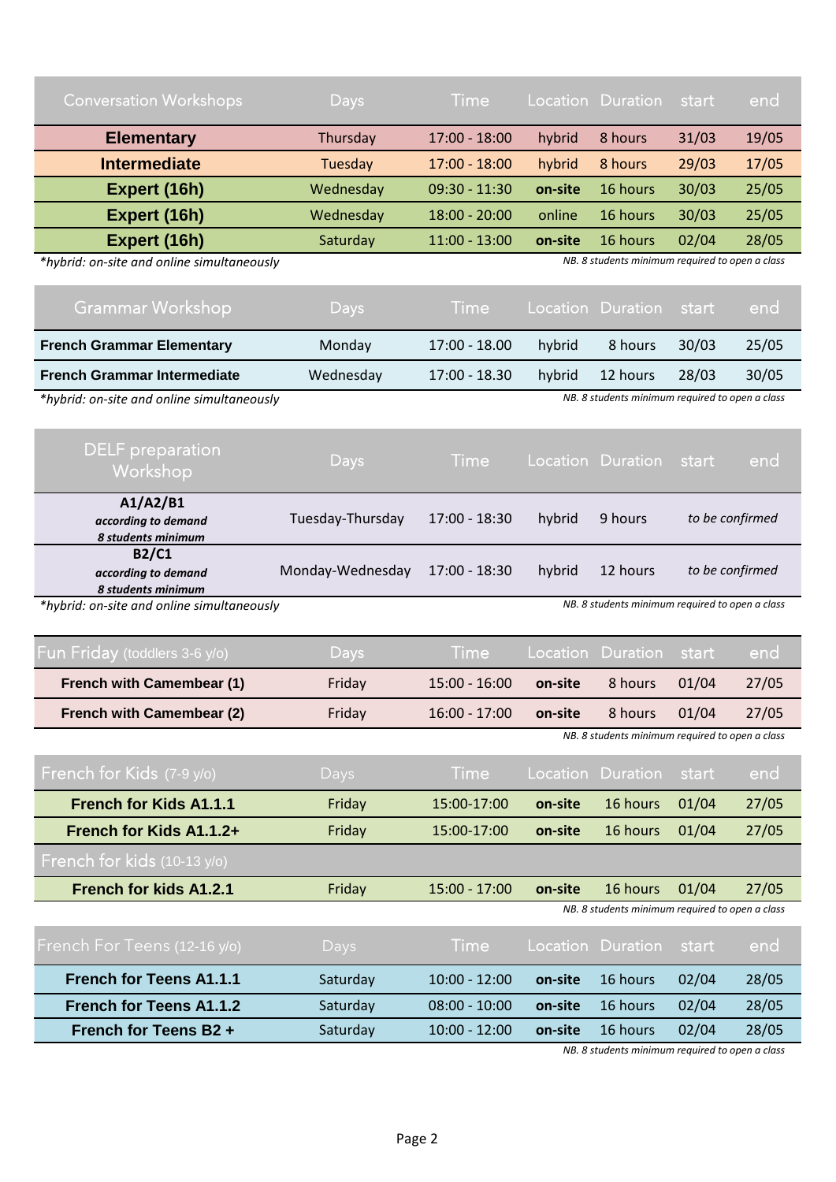| Conversation Workshops | Days | Time | Location | Duration | start | end |
|---|---|---|---|---|---|---|
| **Elementary** | Thursday | 17:00 - 18:00 | hybrid | 8 hours | 31/03 | 19/05 |
| **Intermediate** | Tuesday | 17:00 - 18:00 | hybrid | 8 hours | 29/03 | 17/05 |
| **Expert (16h)** | Wednesday | 09:30 - 11:30 | **on-site** | 16 hours | 30/03 | 25/05 |
| **Expert (16h)** | Wednesday | 18:00 - 20:00 | online | 16 hours | 30/03 | 25/05 |
| **Expert (16h)** | Saturday | 11:00 - 13:00 | **on-site** | 16 hours | 02/04 | 28/05 |

*\*hybrid: on-site and online simultaneously*

*NB. 8 students minimum required to open a class*

| Grammar Workshop | Days | Time | Location | Duration | start | end |
|---|---|---|---|---|---|---|
| **French Grammar Elementary** | Monday | 17:00 - 18.00 | hybrid | 8 hours | 30/03 | 25/05 |
| **French Grammar Intermediate** | Wednesday | 17:00 - 18.30 | hybrid | 12 hours | 28/03 | 30/05 |

*\*hybrid: on-site and online simultaneously*

*NB. 8 students minimum required to open a class*

| DELF preparation Workshop | Days | Time | Location | Duration | start | end |
|---|---|---|---|---|---|---|
| **A1/A2/B1** ***according to demand*** ***8 students minimum*** | Tuesday-Thursday | 17:00 - 18:30 | hybrid | 9 hours | *to be confirmed* | |
| **B2/C1** ***according to demand*** ***8 students minimum*** | Monday-Wednesday | 17:00 - 18:30 | hybrid | 12 hours | *to be confirmed* | |

*\*hybrid: on-site and online simultaneously*

*NB. 8 students minimum required to open a class*

| Fun Friday (toddlers 3-6 y/o) | Days | Time | Location | Duration | start | end |
|---|---|---|---|---|---|---|
| **French with Camembear (1)** | Friday | 15:00 - 16:00 | **on-site** | 8 hours | 01/04 | 27/05 |
| **French with Camembear (2)** | Friday | 16:00 - 17:00 | **on-site** | 8 hours | 01/04 | 27/05 |

*NB. 8 students minimum required to open a class*

| French for Kids (7-9 y/o) | Days | Time | Location | Duration | start | end |
|---|---|---|---|---|---|---|
| **French for Kids A1.1.1** | Friday | 15:00-17:00 | **on-site** | 16 hours | 01/04 | 27/05 |
| **French for Kids A1.1.2+** | Friday | 15:00-17:00 | **on-site** | 16 hours | 01/04 | 27/05 |
| French for kids (10-13 y/o) | | | | | | |
| **French for kids A1.2.1** | Friday | 15:00 - 17:00 | **on-site** | 16 hours | 01/04 | 27/05 |

*NB. 8 students minimum required to open a class*

| French For Teens (12-16 y/o) | Days | Time | Location | Duration | start | end |
|---|---|---|---|---|---|---|
| **French for Teens A1.1.1** | Saturday | 10:00 - 12:00 | **on-site** | 16 hours | 02/04 | 28/05 |
| **French for Teens A1.1.2** | Saturday | 08:00 - 10:00 | **on-site** | 16 hours | 02/04 | 28/05 |
| **French for Teens B2 +** | Saturday | 10:00 - 12:00 | **on-site** | 16 hours | 02/04 | 28/05 |

*NB. 8 students minimum required to open a class*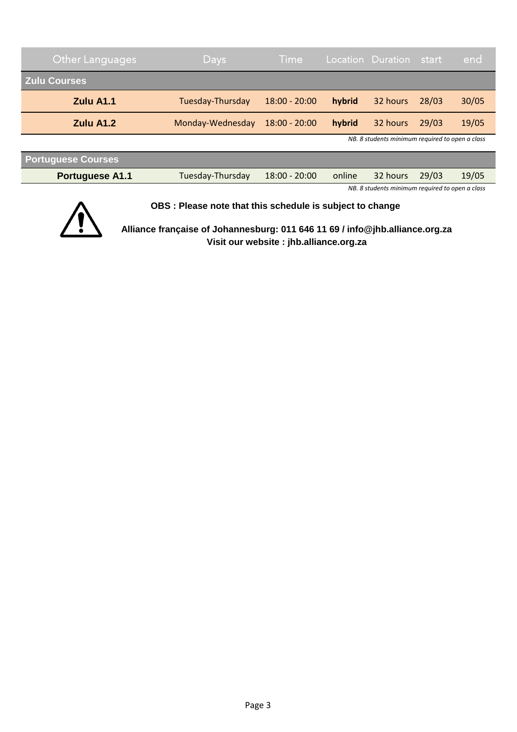| Other Languages | Days | Time | Location | Duration | start | end |
|---|---|---|---|---|---|---|
| **Zulu Courses** | | | | | | |
| **Zulu A1.1** | Tuesday-Thursday | 18:00 - 20:00 | **hybrid** | 32 hours | 28/03 | 30/05 |
| **Zulu A1.2** | Monday-Wednesday | 18:00 - 20:00 | **hybrid** | 32 hours | 29/03 | 19/05 |

*NB. 8 students minimum required to open a class*

| | | | | | | |
|---|---|---|---|---|---|---|
| **Portuguese Courses** | | | | | | |
| **Portuguese A1.1** | Tuesday-Thursday | 18:00 - 20:00 | online | 32 hours | 29/03 | 19/05 |

*NB. 8 students minimum required to open a class*

**OBS : Please note that this schedule is subject to change**

**Alliance française of Johannesburg: 011 646 11 69 / info@jhb.alliance.org.za**
**Visit our website : jhb.alliance.org.za**